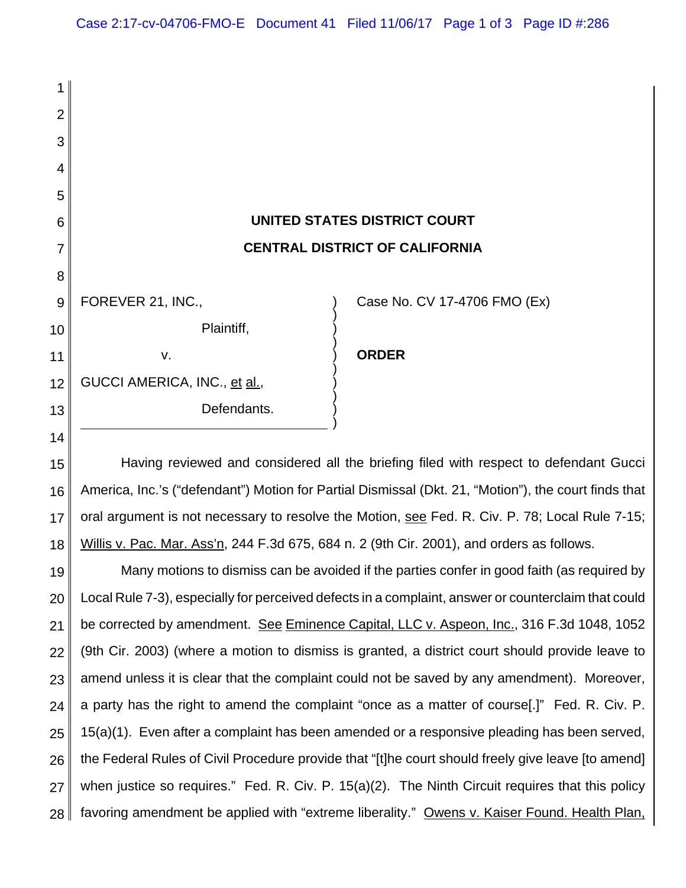**UNITED STATES DISTRICT COURT**

**CENTRAL DISTRICT OF CALIFORNIA**

| | |
|---|---|
| FOREVER 21, INC., Plaintiff, v. GUCCI AMERICA, INC., et al., Defendants. | Case No. CV 17-4706 FMO (Ex) **ORDER** |

Having reviewed and considered all the briefing filed with respect to defendant Gucci America, Inc.'s ("defendant") Motion for Partial Dismissal (Dkt. 21, "Motion"), the court finds that oral argument is not necessary to resolve the Motion, see Fed. R. Civ. P. 78; Local Rule 7-15; Willis v. Pac. Mar. Ass'n, 244 F.3d 675, 684 n. 2 (9th Cir. 2001), and orders as follows.

Many motions to dismiss can be avoided if the parties confer in good faith (as required by Local Rule 7-3), especially for perceived defects in a complaint, answer or counterclaim that could be corrected by amendment. See Eminence Capital, LLC v. Aspeon, Inc., 316 F.3d 1048, 1052 (9th Cir. 2003) (where a motion to dismiss is granted, a district court should provide leave to amend unless it is clear that the complaint could not be saved by any amendment). Moreover, a party has the right to amend the complaint "once as a matter of course[.]" Fed. R. Civ. P. 15(a)(1). Even after a complaint has been amended or a responsive pleading has been served, the Federal Rules of Civil Procedure provide that "[t]he court should freely give leave [to amend] when justice so requires." Fed. R. Civ. P. 15(a)(2). The Ninth Circuit requires that this policy favoring amendment be applied with "extreme liberality." Owens v. Kaiser Found. Health Plan,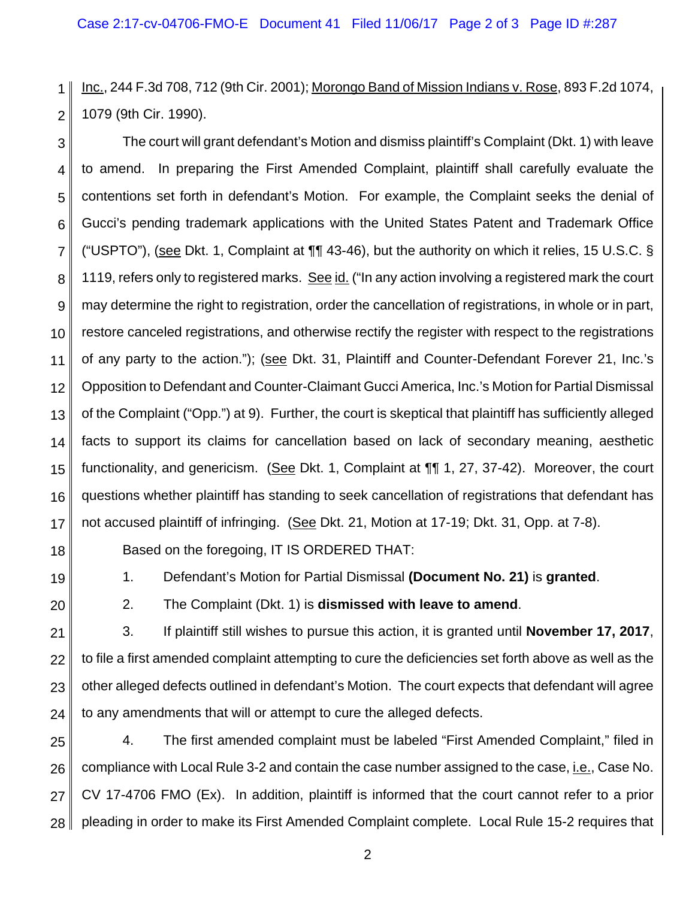Inc., 244 F.3d 708, 712 (9th Cir. 2001); Morongo Band of Mission Indians v. Rose, 893 F.2d 1074, 1079 (9th Cir. 1990).

The court will grant defendant's Motion and dismiss plaintiff's Complaint (Dkt. 1) with leave to amend. In preparing the First Amended Complaint, plaintiff shall carefully evaluate the contentions set forth in defendant's Motion. For example, the Complaint seeks the denial of Gucci's pending trademark applications with the United States Patent and Trademark Office ("USPTO"), (see Dkt. 1, Complaint at ¶¶ 43-46), but the authority on which it relies, 15 U.S.C. § 1119, refers only to registered marks. See id. ("In any action involving a registered mark the court may determine the right to registration, order the cancellation of registrations, in whole or in part, restore canceled registrations, and otherwise rectify the register with respect to the registrations of any party to the action."); (see Dkt. 31, Plaintiff and Counter-Defendant Forever 21, Inc.'s Opposition to Defendant and Counter-Claimant Gucci America, Inc.'s Motion for Partial Dismissal of the Complaint ("Opp.") at 9). Further, the court is skeptical that plaintiff has sufficiently alleged facts to support its claims for cancellation based on lack of secondary meaning, aesthetic functionality, and genericism. (See Dkt. 1, Complaint at ¶¶ 1, 27, 37-42). Moreover, the court questions whether plaintiff has standing to seek cancellation of registrations that defendant has not accused plaintiff of infringing. (See Dkt. 21, Motion at 17-19; Dkt. 31, Opp. at 7-8).

Based on the foregoing, IT IS ORDERED THAT:

1. Defendant's Motion for Partial Dismissal **(Document No. 21)** is **granted**.

2. The Complaint (Dkt. 1) is **dismissed with leave to amend**.

3. If plaintiff still wishes to pursue this action, it is granted until **November 17, 2017**, to file a first amended complaint attempting to cure the deficiencies set forth above as well as the other alleged defects outlined in defendant's Motion. The court expects that defendant will agree to any amendments that will or attempt to cure the alleged defects.

4. The first amended complaint must be labeled "First Amended Complaint," filed in compliance with Local Rule 3-2 and contain the case number assigned to the case, i.e., Case No. CV 17-4706 FMO (Ex). In addition, plaintiff is informed that the court cannot refer to a prior pleading in order to make its First Amended Complaint complete. Local Rule 15-2 requires that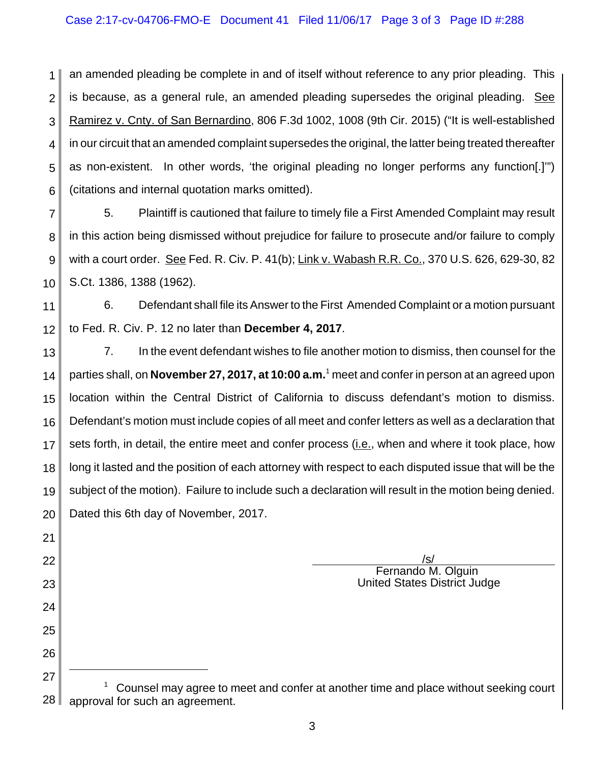an amended pleading be complete in and of itself without reference to any prior pleading. This is because, as a general rule, an amended pleading supersedes the original pleading. See Ramirez v. Cnty. of San Bernardino, 806 F.3d 1002, 1008 (9th Cir. 2015) ("It is well-established in our circuit that an amended complaint supersedes the original, the latter being treated thereafter as non-existent. In other words, 'the original pleading no longer performs any function[.]'") (citations and internal quotation marks omitted).

5. Plaintiff is cautioned that failure to timely file a First Amended Complaint may result in this action being dismissed without prejudice for failure to prosecute and/or failure to comply with a court order. See Fed. R. Civ. P. 41(b); Link v. Wabash R.R. Co., 370 U.S. 626, 629-30, 82 S.Ct. 1386, 1388 (1962).

6. Defendant shall file its Answer to the First Amended Complaint or a motion pursuant to Fed. R. Civ. P. 12 no later than **December 4, 2017**.

7. In the event defendant wishes to file another motion to dismiss, then counsel for the parties shall, on **November 27, 2017, at 10:00 a.m.**[1] meet and confer in person at an agreed upon location within the Central District of California to discuss defendant's motion to dismiss. Defendant's motion must include copies of all meet and confer letters as well as a declaration that sets forth, in detail, the entire meet and confer process (i.e., when and where it took place, how long it lasted and the position of each attorney with respect to each disputed issue that will be the subject of the motion). Failure to include such a declaration will result in the motion being denied.

Dated this 6th day of November, 2017.

/s/
Fernando M. Olguin
United States District Judge

[1] Counsel may agree to meet and confer at another time and place without seeking court approval for such an agreement.